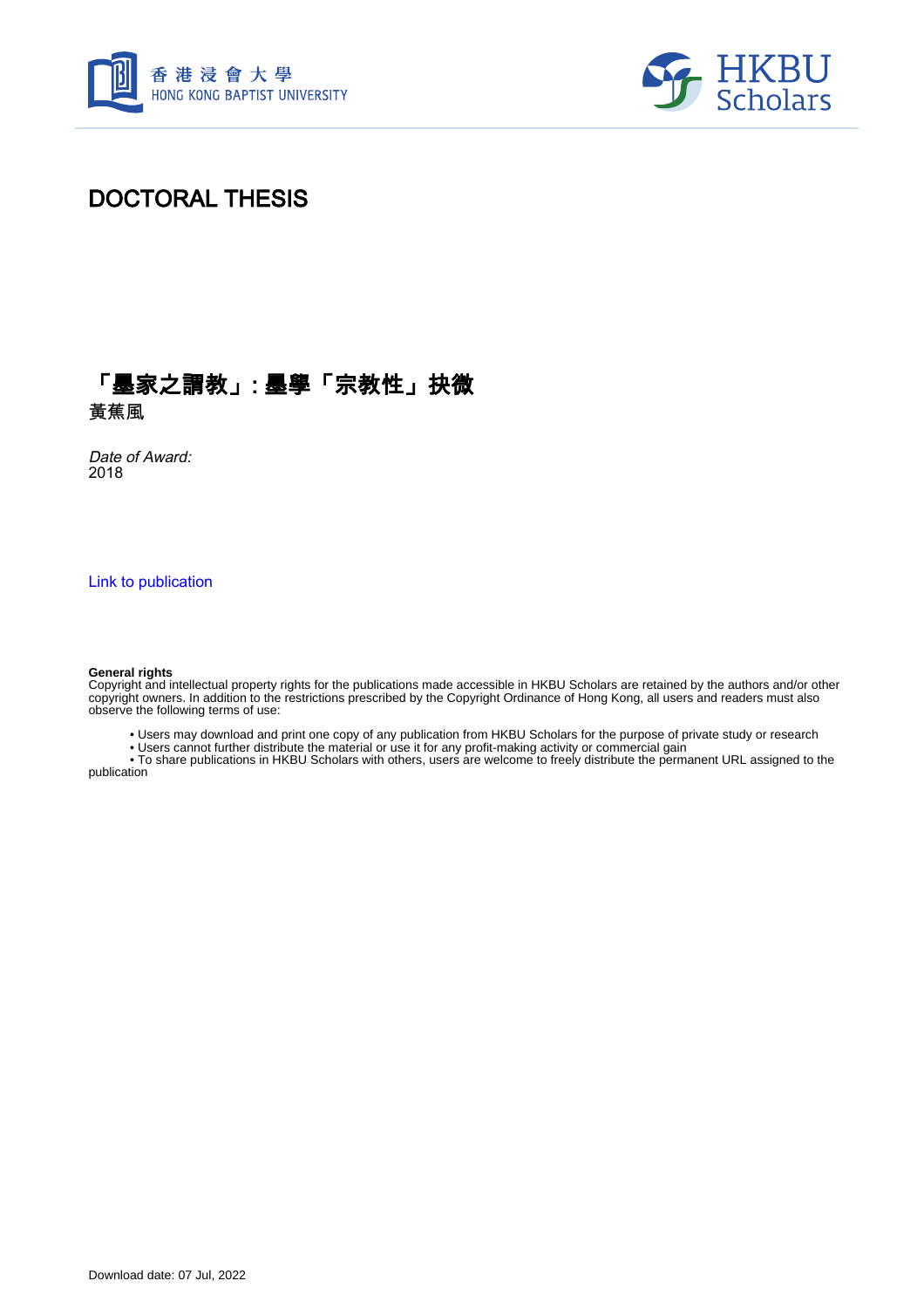# DOCTORAL THESIS

## 「墨家之謂教」：墨學「宗教性」抉微

**黃蕉風**

*Date of Award:*
2018

[Link to publication](#)

**General rights**
Copyright and intellectual property rights for the publications made accessible in HKBU Scholars are retained by the authors and/or other copyright owners. In addition to the restrictions prescribed by the Copyright Ordinance of Hong Kong, all users and readers must also observe the following terms of use:

- Users may download and print one copy of any publication from HKBU Scholars for the purpose of private study or research
- Users cannot further distribute the material or use it for any profit-making activity or commercial gain
- To share publications in HKBU Scholars with others, users are welcome to freely distribute the permanent URL assigned to the publication

Download date: 07 Jul, 2022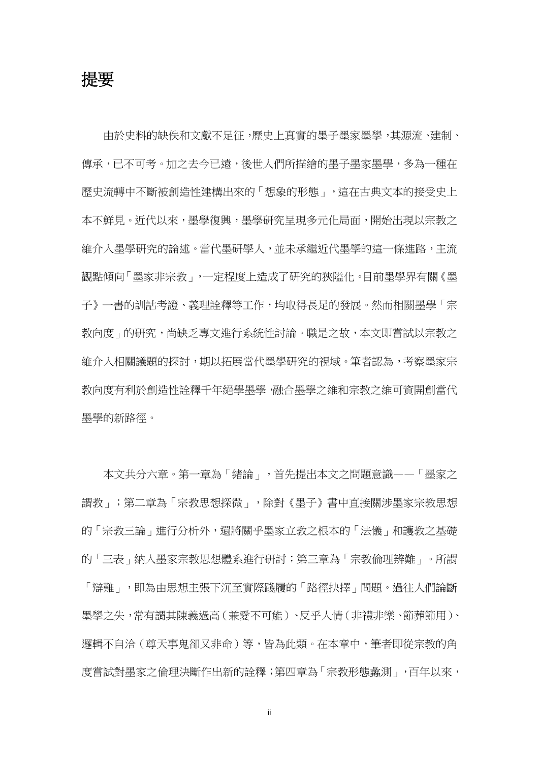# 提要

由於史料的缺佚和文獻不足征，歷史上真實的墨子墨家墨學，其源流、建制、傳承，已不可考。加之去今已遠，後世人們所描繪的墨子墨家墨學，多為一種在歷史流轉中不斷被創造性建構出來的「想象的形態」，這在古典文本的接受史上本不鮮見。近代以來，墨學復興，墨學研究呈現多元化局面，開始出現以宗教之維介入墨學研究的論述。當代墨研學人，並未承繼近代墨學的這一條進路，主流觀點傾向「墨家非宗教」，一定程度上造成了研究的狹隘化。目前墨學界有關《墨子》一書的訓詁考證、義理詮釋等工作，均取得長足的發展。然而相關墨學「宗教向度」的研究，尚缺乏專文進行系統性討論。職是之故，本文即嘗試以宗教之維介入相關議題的探討，期以拓展當代墨學研究的視域。筆者認為，考察墨家宗教向度有利於創造性詮釋千年絕學墨學，融合墨學之維和宗教之維可資開創當代墨學的新路徑。

本文共分六章。第一章為「緒論」，首先提出本文之問題意識——「墨家之謂教」；第二章為「宗教思想探微」，除對《墨子》書中直接關涉墨家宗教思想的「宗教三論」進行分析外，還將關乎墨家立教之根本的「法儀」和護教之基礎的「三表」納入墨家宗教思想體系進行研討；第三章為「宗教倫理辨難」。所謂「辯難」，即為由思想主張下沉至實際踐履的「路徑抉擇」問題。過往人們論斷墨學之失，常有謂其陳義過高（兼愛不可能）、反乎人情（非禮非樂、節葬節用）、邏輯不自洽（尊天事鬼卻又非命）等，皆為此類。在本章中，筆者即從宗教的角度嘗試對墨家之倫理決斷作出新的詮釋；第四章為「宗教形態蠡測」，百年以來，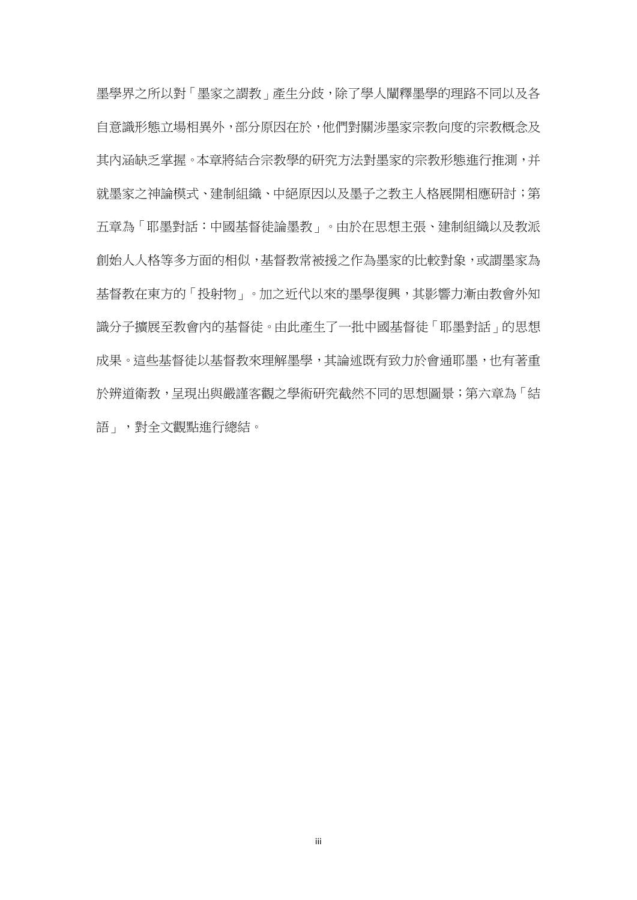墨學界之所以對「墨家之謂教」產生分歧，除了學人闡釋墨學的理路不同以及各自意識形態立場相異外，部分原因在於，他們對關涉墨家宗教向度的宗教概念及其內涵缺乏掌握。本章將結合宗教學的研究方法對墨家的宗教形態進行推測，并就墨家之神論模式、建制組織、中絕原因以及墨子之教主人格展開相應研討；第五章為「耶墨對話：中國基督徒論墨教」。由於在思想主張、建制組織以及教派創始人人格等多方面的相似，基督教常被援之作為墨家的比較對象，或謂墨家為基督教在東方的「投射物」。加之近代以來的墨學復興，其影響力漸由教會外知識分子擴展至教會內的基督徒。由此產生了一批中國基督徒「耶墨對話」的思想成果。這些基督徒以基督教來理解墨學，其論述既有致力於會通耶墨，也有著重於辨道衛教，呈現出與嚴謹客觀之學術研究截然不同的思想圖景；第六章為「結語」，對全文觀點進行總結。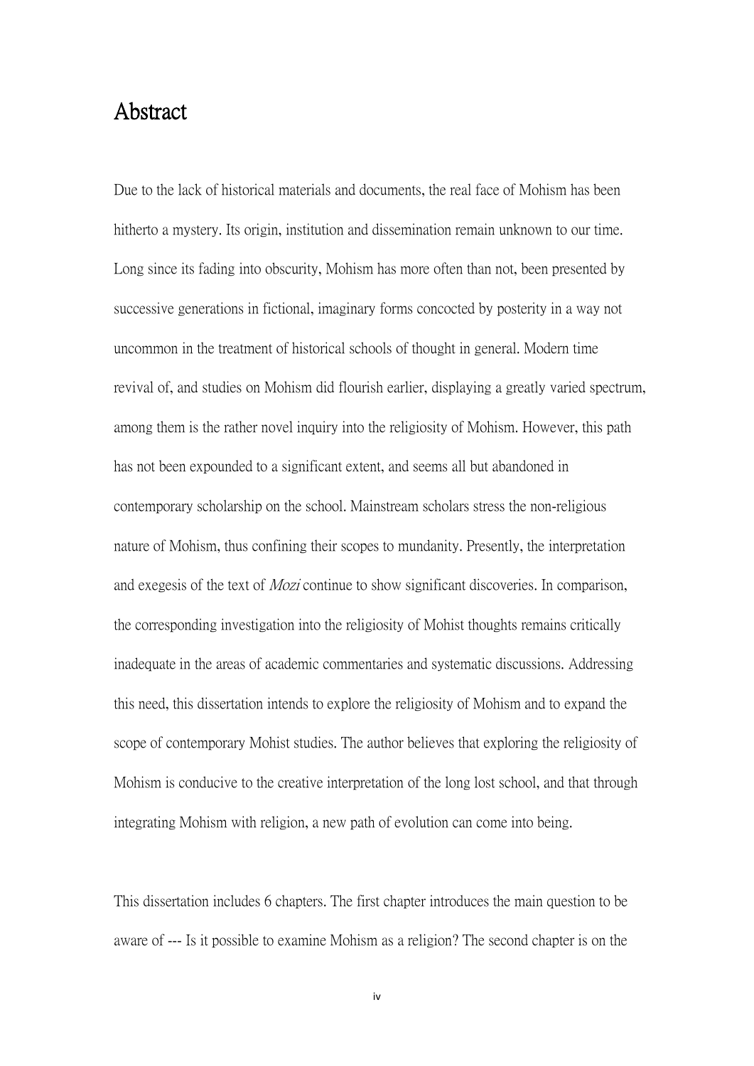# Abstract

Due to the lack of historical materials and documents, the real face of Mohism has been hitherto a mystery. Its origin, institution and dissemination remain unknown to our time. Long since its fading into obscurity, Mohism has more often than not, been presented by successive generations in fictional, imaginary forms concocted by posterity in a way not uncommon in the treatment of historical schools of thought in general. Modern time revival of, and studies on Mohism did flourish earlier, displaying a greatly varied spectrum, among them is the rather novel inquiry into the religiosity of Mohism. However, this path has not been expounded to a significant extent, and seems all but abandoned in contemporary scholarship on the school. Mainstream scholars stress the non-religious nature of Mohism, thus confining their scopes to mundanity. Presently, the interpretation and exegesis of the text of *Mozi* continue to show significant discoveries. In comparison, the corresponding investigation into the religiosity of Mohist thoughts remains critically inadequate in the areas of academic commentaries and systematic discussions. Addressing this need, this dissertation intends to explore the religiosity of Mohism and to expand the scope of contemporary Mohist studies. The author believes that exploring the religiosity of Mohism is conducive to the creative interpretation of the long lost school, and that through integrating Mohism with religion, a new path of evolution can come into being.

This dissertation includes 6 chapters. The first chapter introduces the main question to be aware of --- Is it possible to examine Mohism as a religion? The second chapter is on the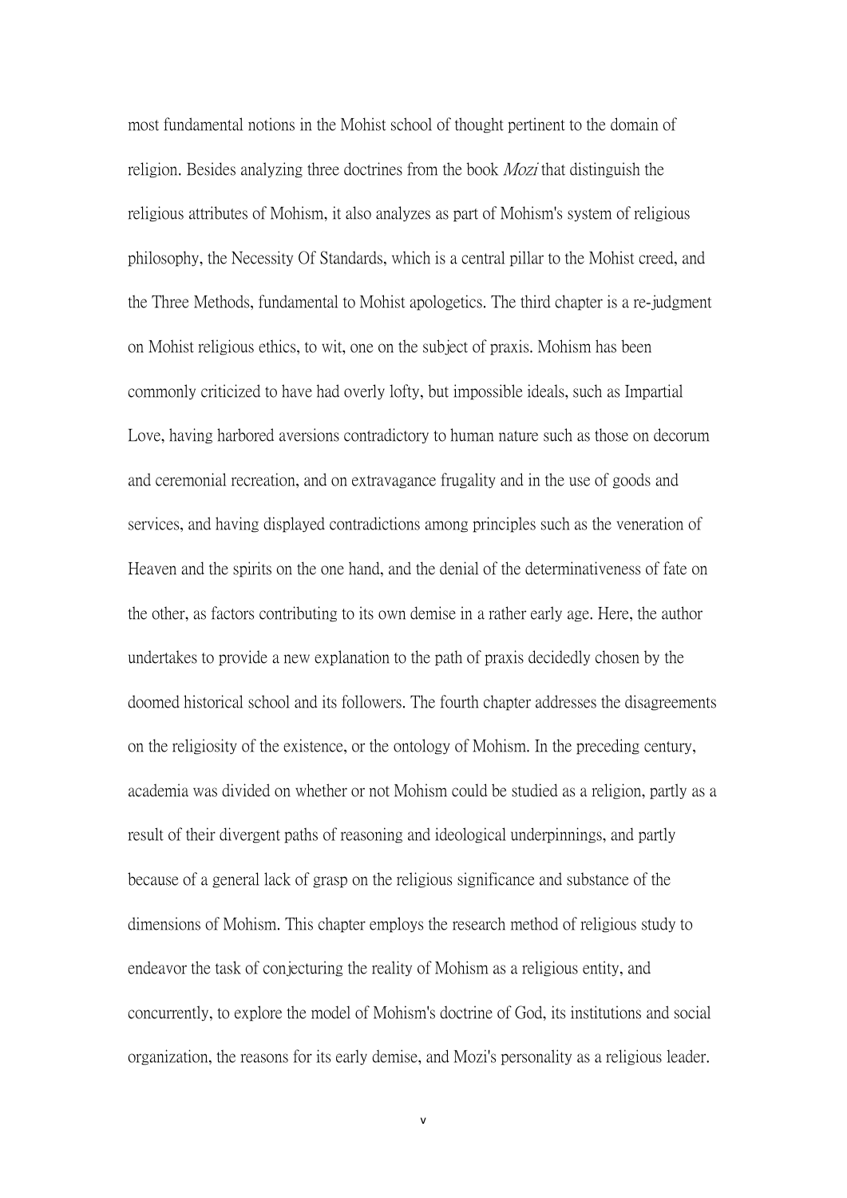most fundamental notions in the Mohist school of thought pertinent to the domain of religion. Besides analyzing three doctrines from the book *Mozi* that distinguish the religious attributes of Mohism, it also analyzes as part of Mohism's system of religious philosophy, the Necessity Of Standards, which is a central pillar to the Mohist creed, and the Three Methods, fundamental to Mohist apologetics. The third chapter is a re-judgment on Mohist religious ethics, to wit, one on the subject of praxis. Mohism has been commonly criticized to have had overly lofty, but impossible ideals, such as Impartial Love, having harbored aversions contradictory to human nature such as those on decorum and ceremonial recreation, and on extravagance frugality and in the use of goods and services, and having displayed contradictions among principles such as the veneration of Heaven and the spirits on the one hand, and the denial of the determinativeness of fate on the other, as factors contributing to its own demise in a rather early age. Here, the author undertakes to provide a new explanation to the path of praxis decidedly chosen by the doomed historical school and its followers. The fourth chapter addresses the disagreements on the religiosity of the existence, or the ontology of Mohism. In the preceding century, academia was divided on whether or not Mohism could be studied as a religion, partly as a result of their divergent paths of reasoning and ideological underpinnings, and partly because of a general lack of grasp on the religious significance and substance of the dimensions of Mohism. This chapter employs the research method of religious study to endeavor the task of conjecturing the reality of Mohism as a religious entity, and concurrently, to explore the model of Mohism's doctrine of God, its institutions and social organization, the reasons for its early demise, and Mozi's personality as a religious leader.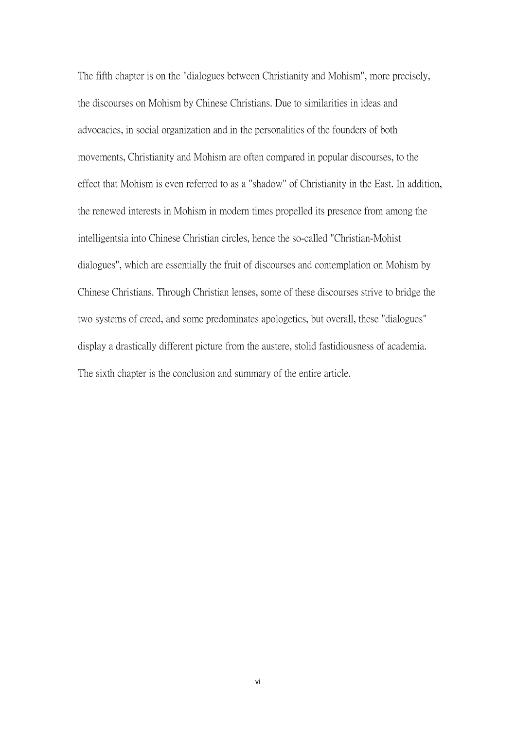The fifth chapter is on the "dialogues between Christianity and Mohism", more precisely, the discourses on Mohism by Chinese Christians. Due to similarities in ideas and advocacies, in social organization and in the personalities of the founders of both movements, Christianity and Mohism are often compared in popular discourses, to the effect that Mohism is even referred to as a "shadow" of Christianity in the East. In addition, the renewed interests in Mohism in modern times propelled its presence from among the intelligentsia into Chinese Christian circles, hence the so-called "Christian-Mohist dialogues", which are essentially the fruit of discourses and contemplation on Mohism by Chinese Christians. Through Christian lenses, some of these discourses strive to bridge the two systems of creed, and some predominates apologetics, but overall, these "dialogues" display a drastically different picture from the austere, stolid fastidiousness of academia. The sixth chapter is the conclusion and summary of the entire article.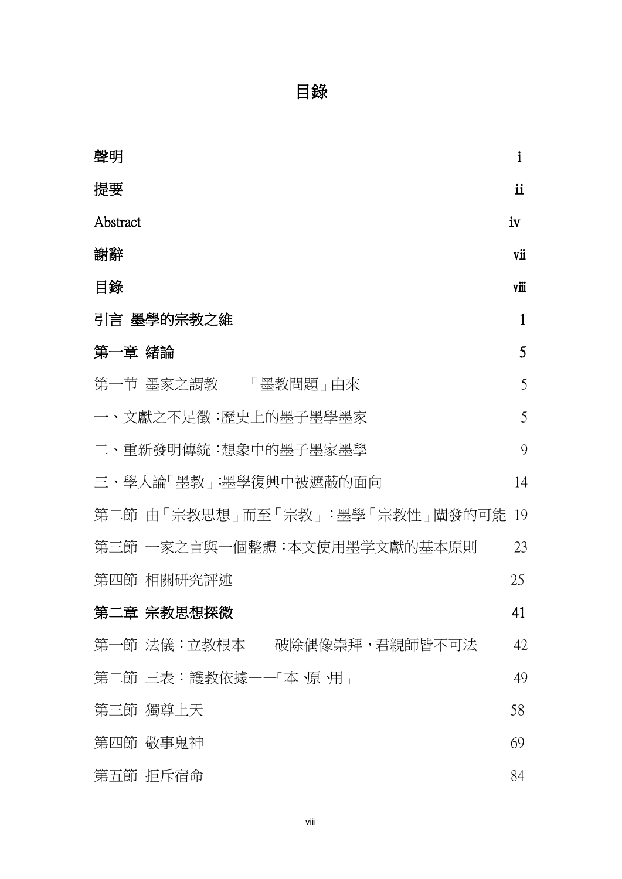# 目錄

| | |
|---|---|
| **聲明** | i |
| **提要** | ii |
| Abstract | iv |
| **謝辭** | vii |
| **目錄** | viii |
| **引言 墨學的宗教之維** | 1 |
| **第一章 緒論** | 5 |
| 第一节 墨家之謂教——「墨教問題」由來 | 5 |
| 一、文獻之不足徵：歷史上的墨子墨學墨家 | 5 |
| 二、重新發明傳統：想象中的墨子墨家墨學 | 9 |
| 三、學人論「墨教」：墨學復興中被遮蔽的面向 | 14 |
| 第二節 由「宗教思想」而至「宗教」：墨學「宗教性」闡發的可能 | 19 |
| 第三節 一家之言與一個整體：本文使用墨学文獻的基本原則 | 23 |
| 第四節 相關研究評述 | 25 |
| **第二章 宗教思想探微** | 41 |
| 第一節 法儀：立教根本——破除偶像崇拜，君親師皆不可法 | 42 |
| 第二節 三表：護教依據——「本、原、用」 | 49 |
| 第三節 獨尊上天 | 58 |
| 第四節 敬事鬼神 | 69 |
| 第五節 拒斥宿命 | 84 |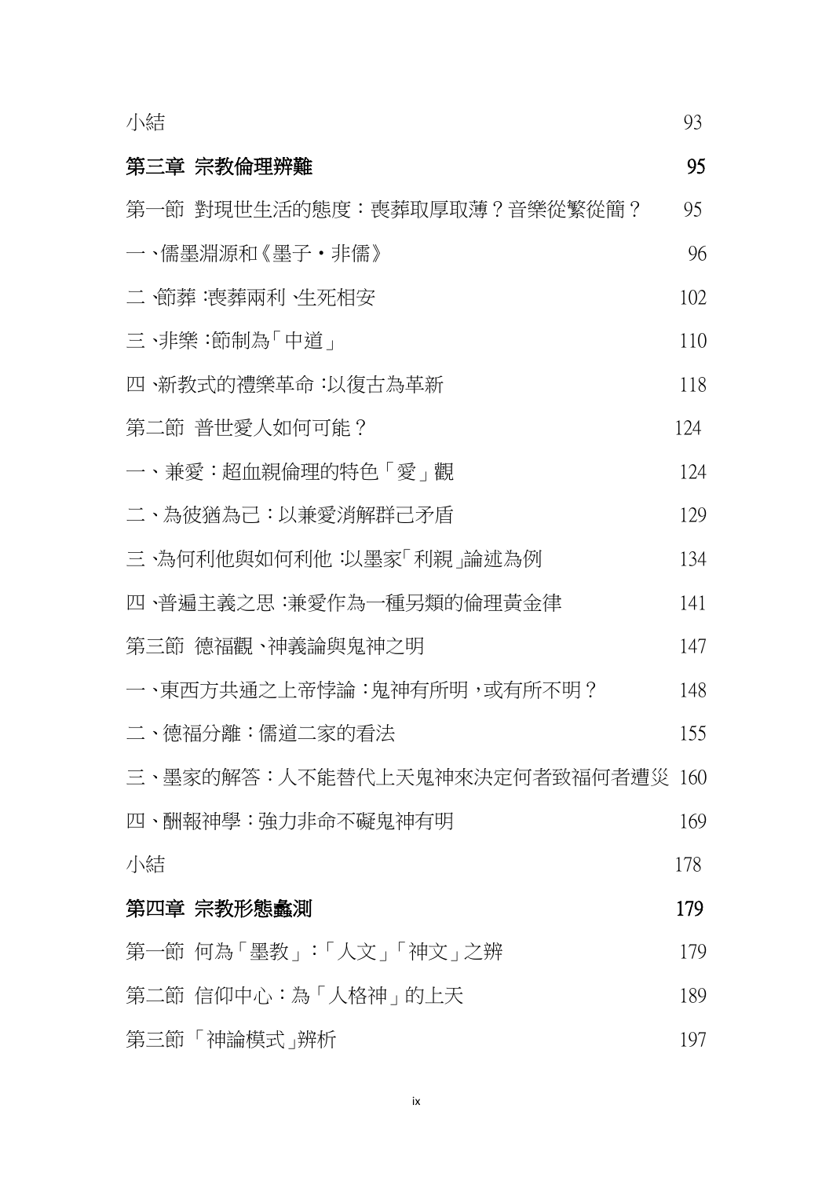小結 93

**第三章 宗教倫理辨難 95**

第一節 對現世生活的態度：喪葬取厚取薄？音樂從繁從簡？ 95

一、儒墨淵源和《墨子・非儒》 96

二、節葬：喪葬兩利、生死相安 102

三、非樂：節制為「中道」 110

四、新教式的禮樂革命：以復古為革新 118

第二節 普世愛人如何可能？ 124

一、兼愛：超血親倫理的特色「愛」觀 124

二、為彼猶為己：以兼愛消解群己矛盾 129

三、為何利他與如何利他：以墨家「利親」論述為例 134

四、普遍主義之思：兼愛作為一種另類的倫理黃金律 141

第三節 德福觀、神義論與鬼神之明 147

一、東西方共通之上帝悖論：鬼神有所明，或有所不明？ 148

二、德福分離：儒道二家的看法 155

三、墨家的解答：人不能替代上天鬼神來決定何者致福何者遭災 160

四、酬報神學：強力非命不礙鬼神有明 169

小結 178

**第四章 宗教形態蠡測 179**

第一節 何為「墨教」：「人文」「神文」之辨 179

第二節 信仰中心：為「人格神」的上天 189

第三節「神論模式」辨析 197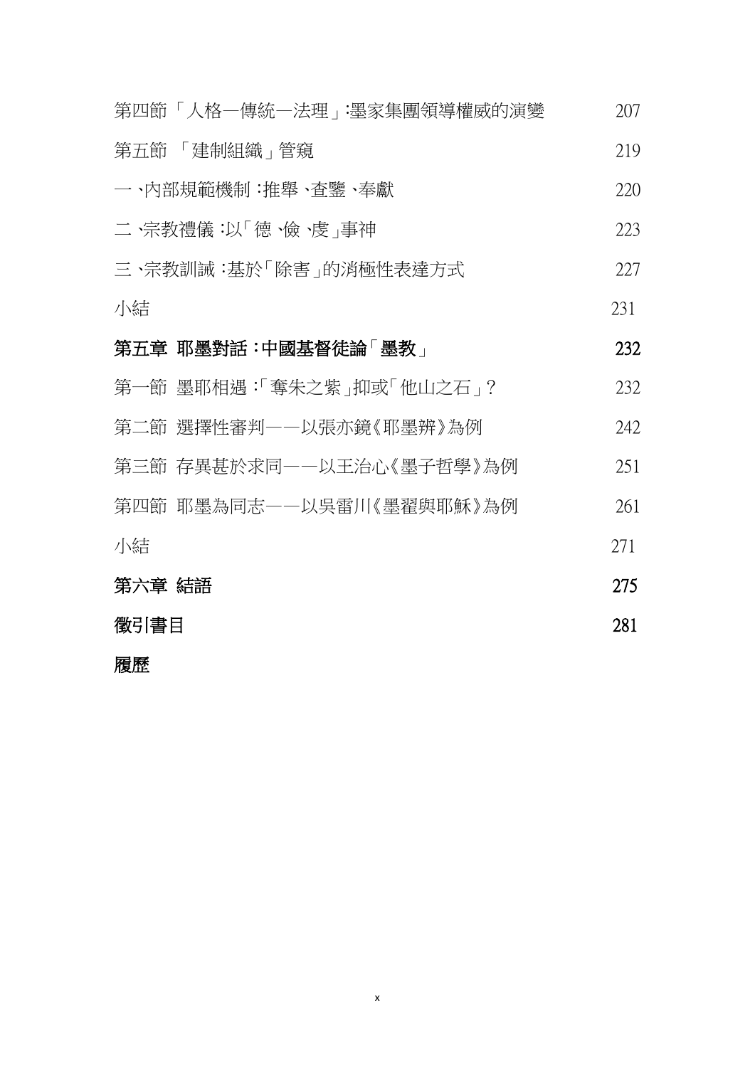第四節「人格—傳統—法理」:墨家集團領導權威的演變 207

第五節 「建制組織」管窺 219

一、內部規範機制：推舉、查鑒、奉獻 220

二、宗教禮儀：以「德、儉、虔」事神 223

三、宗教訓誡：基於「除害」的消極性表達方式 227

小結 231

**第五章 耶墨對話：中國基督徒論「墨教」 232**

第一節 墨耶相遇：「奪朱之紫」抑或「他山之石」？ 232

第二節 選擇性審判——以張亦鏡《耶墨辨》為例 242

第三節 存異甚於求同——以王治心《墨子哲學》為例 251

第四節 耶墨為同志——以吳雷川《墨翟與耶穌》為例 261

小結 271

**第六章 結語 275**

**徵引書目 281**

**履歷**